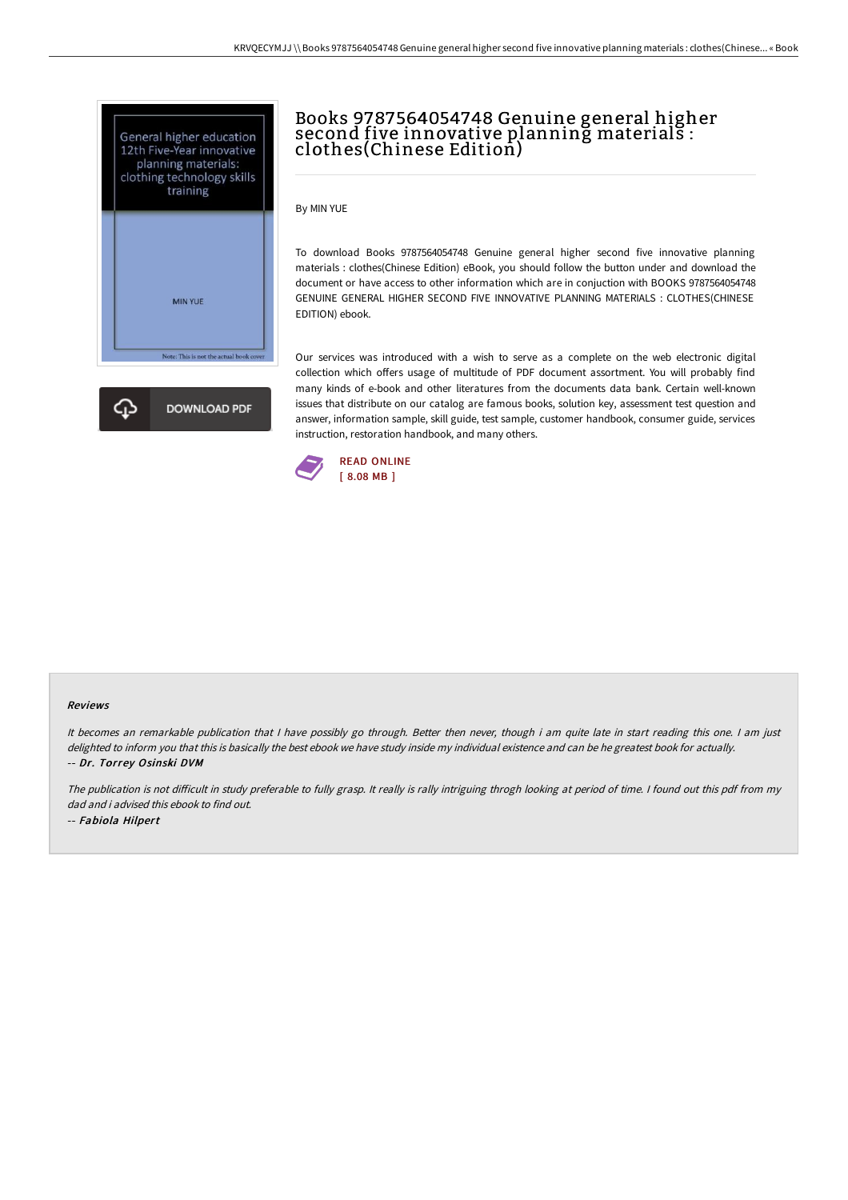# Books 9787564054748 Genuine general higher second five innovative planning materials : clothes(Chinese Edition)

By MIN YUE

To download Books 9787564054748 Genuine general higher second five innovative planning materials : clothes(Chinese Edition) eBook, you should follow the button under and download the document or have access to other information which are in conjuction with BOOKS 9787564054748 GENUINE GENERAL HIGHER SECOND FIVE INNOVATIVE PLANNING MATERIALS : CLOTHES(CHINESE EDITION) ebook.

Our services was introduced with a wish to serve as a complete on the web electronic digital collection which offers usage of multitude of PDF document assortment. You will probably find many kinds of e-book and other literatures from the documents data bank. Certain well-known issues that distribute on our catalog are famous books, solution key, assessment test question and answer, information sample, skill guide, test sample, customer handbook, consumer guide, services instruction, restoration handbook, and many others.

DOWNLOAD PDF

READ ONLINE
[ 8.08 MB ]

### Reviews

*It becomes an remarkable publication that I have possibly go through. Better then never, though i am quite late in start reading this one. I am just delighted to inform you that this is basically the best ebook we have study inside my individual existence and can be he greatest book for actually.*
-- ***Dr. Torrey Osinski DVM***

*The publication is not difficult in study preferable to fully grasp. It really is rally intriguing throgh looking at period of time. I found out this pdf from my dad and i advised this ebook to find out.*
-- ***Fabiola Hilpert***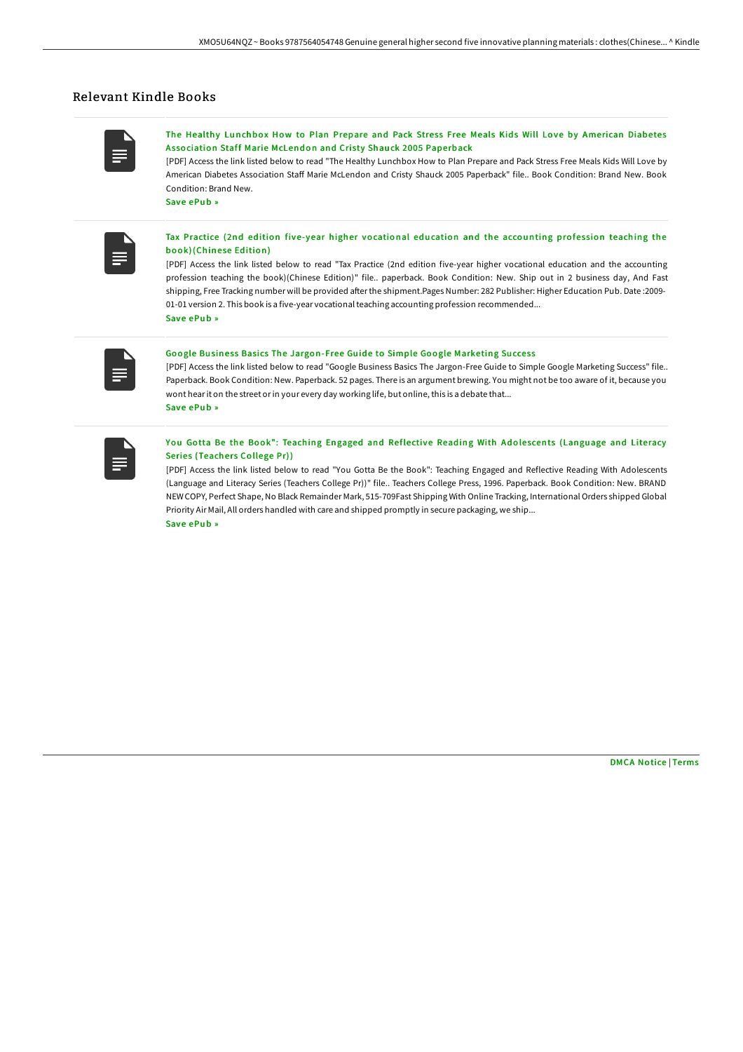## Relevant Kindle Books

### The Healthy Lunchbox How to Plan Prepare and Pack Stress Free Meals Kids Will Love by American Diabetes Association Staff Marie McLendon and Cristy Shauck 2005 Paperback

[PDF] Access the link listed below to read "The Healthy Lunchbox How to Plan Prepare and Pack Stress Free Meals Kids Will Love by American Diabetes Association Staff Marie McLendon and Cristy Shauck 2005 Paperback" file.. Book Condition: Brand New. Book Condition: Brand New.

Save ePub »

### Tax Practice (2nd edition five-year higher vocational education and the accounting profession teaching the book)(Chinese Edition)

[PDF] Access the link listed below to read "Tax Practice (2nd edition five-year higher vocational education and the accounting profession teaching the book)(Chinese Edition)" file.. paperback. Book Condition: New. Ship out in 2 business day, And Fast shipping, Free Tracking number will be provided after the shipment.Pages Number: 282 Publisher: Higher Education Pub. Date :2009-01-01 version 2. This book is a five-year vocational teaching accounting profession recommended...

Save ePub »

### Google Business Basics The Jargon-Free Guide to Simple Google Marketing Success

[PDF] Access the link listed below to read "Google Business Basics The Jargon-Free Guide to Simple Google Marketing Success" file.. Paperback. Book Condition: New. Paperback. 52 pages. There is an argument brewing. You might not be too aware of it, because you wont hear it on the street or in your every day working life, but online, this is a debate that...

Save ePub »

### You Gotta Be the Book": Teaching Engaged and Reflective Reading With Adolescents (Language and Literacy Series (Teachers College Pr))

[PDF] Access the link listed below to read "You Gotta Be the Book": Teaching Engaged and Reflective Reading With Adolescents (Language and Literacy Series (Teachers College Pr))" file.. Teachers College Press, 1996. Paperback. Book Condition: New. BRAND NEW COPY, Perfect Shape, No Black Remainder Mark, 515-709Fast Shipping With Online Tracking, International Orders shipped Global Priority Air Mail, All orders handled with care and shipped promptly in secure packaging, we ship...

Save ePub »

DMCA Notice | Terms